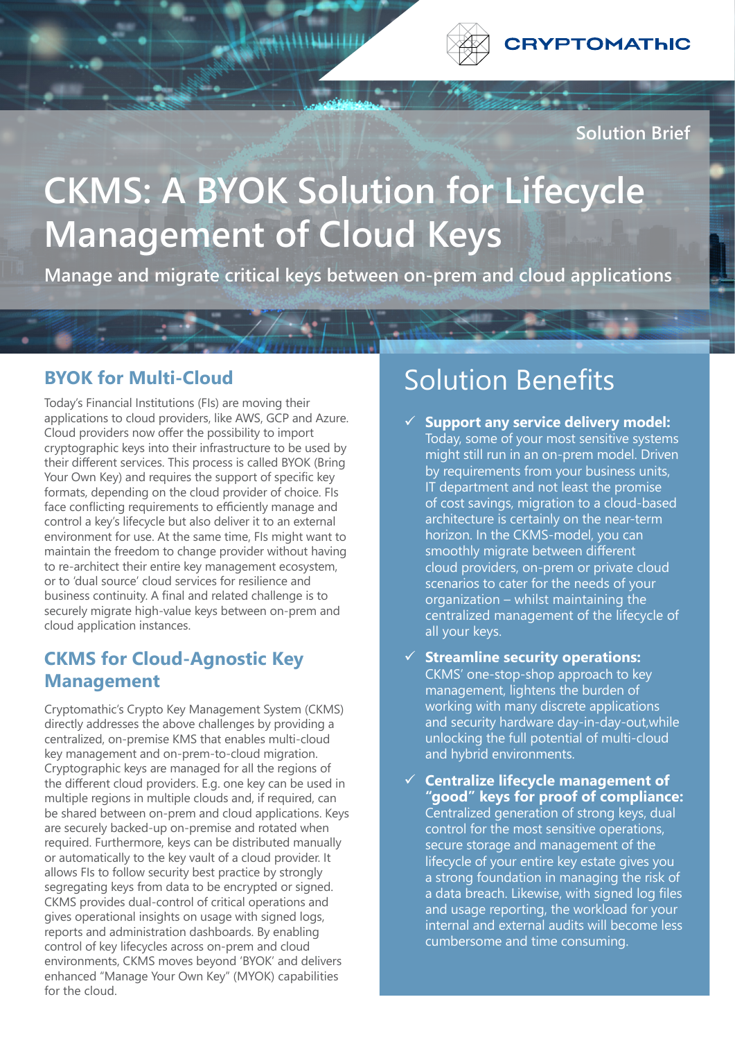CRYPTOMATHIC

Solution Brief

# CKMS: A BYOK Solution for Lifecycle Management of Cloud Keys

**Manage and migrate critical keys between on-prem and cloud applications**

## BYOK for Multi-Cloud

Today's Financial Institutions (FIs) are moving their applications to cloud providers, like AWS, GCP and Azure. Cloud providers now offer the possibility to import cryptographic keys into their infrastructure to be used by their different services. This process is called BYOK (Bring Your Own Key) and requires the support of specific key formats, depending on the cloud provider of choice. FIs face conflicting requirements to efficiently manage and control a key's lifecycle but also deliver it to an external environment for use. At the same time, FIs might want to maintain the freedom to change provider without having to re-architect their entire key management ecosystem, or to 'dual source' cloud services for resilience and business continuity. A final and related challenge is to securely migrate high-value keys between on-prem and cloud application instances.

## CKMS for Cloud-Agnostic Key Management

Cryptomathic's Crypto Key Management System (CKMS) directly addresses the above challenges by providing a centralized, on-premise KMS that enables multi-cloud key management and on-prem-to-cloud migration. Cryptographic keys are managed for all the regions of the different cloud providers. E.g. one key can be used in multiple regions in multiple clouds and, if required, can be shared between on-prem and cloud applications. Keys are securely backed-up on-premise and rotated when required. Furthermore, keys can be distributed manually or automatically to the key vault of a cloud provider. It allows FIs to follow security best practice by strongly segregating keys from data to be encrypted or signed. CKMS provides dual-control of critical operations and gives operational insights on usage with signed logs, reports and administration dashboards. By enabling control of key lifecycles across on-prem and cloud environments, CKMS moves beyond 'BYOK' and delivers enhanced "Manage Your Own Key" (MYOK) capabilities for the cloud.

# Solution Benefits

- ✓ **Support any service delivery model:** Today, some of your most sensitive systems might still run in an on-prem model. Driven by requirements from your business units, IT department and not least the promise of cost savings, migration to a cloud-based architecture is certainly on the near-term horizon. In the CKMS-model, you can smoothly migrate between different cloud providers, on-prem or private cloud scenarios to cater for the needs of your organization – whilst maintaining the centralized management of the lifecycle of all your keys.
- ✓ **Streamline security operations:** CKMS' one-stop-shop approach to key management, lightens the burden of working with many discrete applications and security hardware day-in-day-out,while unlocking the full potential of multi-cloud and hybrid environments.
- ✓ **Centralize lifecycle management of "good" keys for proof of compliance:** Centralized generation of strong keys, dual control for the most sensitive operations, secure storage and management of the lifecycle of your entire key estate gives you a strong foundation in managing the risk of a data breach. Likewise, with signed log files and usage reporting, the workload for your internal and external audits will become less cumbersome and time consuming.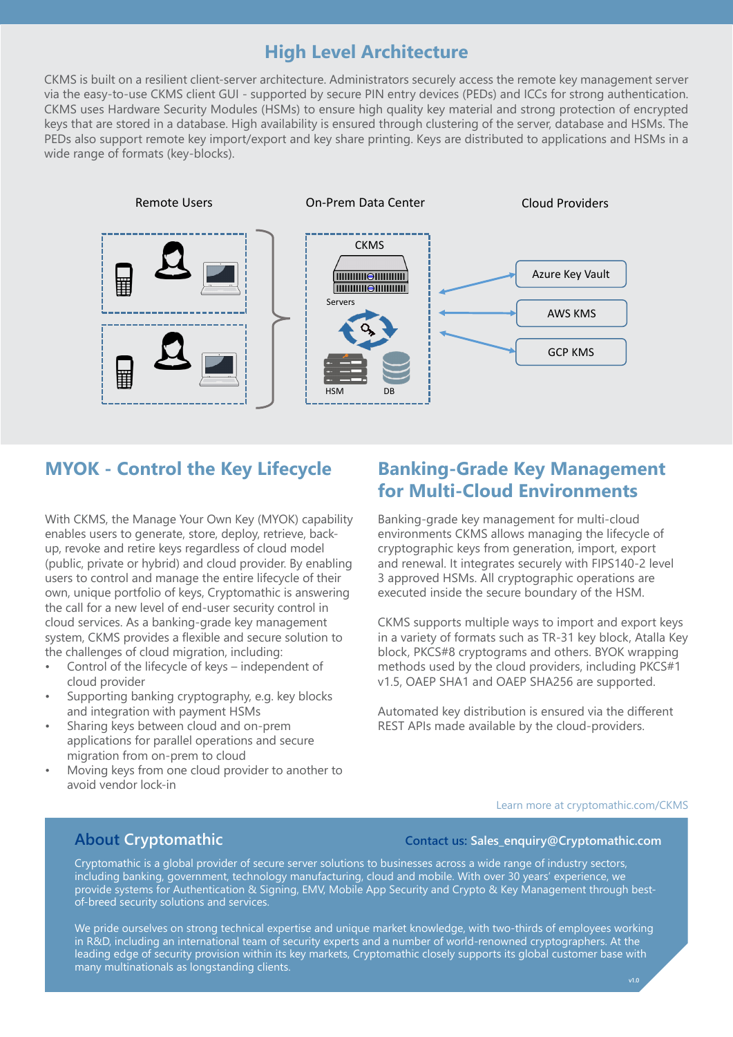## High Level Architecture

CKMS is built on a resilient client-server architecture. Administrators securely access the remote key management server via the easy-to-use CKMS client GUI - supported by secure PIN entry devices (PEDs) and ICCs for strong authentication. CKMS uses Hardware Security Modules (HSMs) to ensure high quality key material and strong protection of encrypted keys that are stored in a database. High availability is ensured through clustering of the server, database and HSMs. The PEDs also support remote key import/export and key share printing. Keys are distributed to applications and HSMs in a wide range of formats (key-blocks).

Remote Users

On-Prem Data Center

Cloud Providers

CKMS

Servers

HSM

DB

Azure Key Vault

AWS KMS

GCP KMS

## MYOK - Control the Key Lifecycle

With CKMS, the Manage Your Own Key (MYOK) capability enables users to generate, store, deploy, retrieve, back-up, revoke and retire keys regardless of cloud model (public, private or hybrid) and cloud provider. By enabling users to control and manage the entire lifecycle of their own, unique portfolio of keys, Cryptomathic is answering the call for a new level of end-user security control in cloud services. As a banking-grade key management system, CKMS provides a flexible and secure solution to the challenges of cloud migration, including:

- Control of the lifecycle of keys – independent of cloud provider
- Supporting banking cryptography, e.g. key blocks and integration with payment HSMs
- Sharing keys between cloud and on-prem applications for parallel operations and secure migration from on-prem to cloud
- Moving keys from one cloud provider to another to avoid vendor lock-in

## Banking-Grade Key Management for Multi-Cloud Environments

Banking-grade key management for multi-cloud environments CKMS allows managing the lifecycle of cryptographic keys from generation, import, export and renewal. It integrates securely with FIPS140-2 level 3 approved HSMs. All cryptographic operations are executed inside the secure boundary of the HSM.

CKMS supports multiple ways to import and export keys in a variety of formats such as TR-31 key block, Atalla Key block, PKCS#8 cryptograms and others. BYOK wrapping methods used by the cloud providers, including PKCS#1 v1.5, OAEP SHA1 and OAEP SHA256 are supported.

Automated key distribution is ensured via the different REST APIs made available by the cloud-providers.

Learn more at cryptomathic.com/CKMS

### About Cryptomathic

**Contact us:** Sales_enquiry@Cryptomathic.com

Cryptomathic is a global provider of secure server solutions to businesses across a wide range of industry sectors, including banking, government, technology manufacturing, cloud and mobile. With over 30 years' experience, we provide systems for Authentication & Signing, EMV, Mobile App Security and Crypto & Key Management through best-of-breed security solutions and services.

We pride ourselves on strong technical expertise and unique market knowledge, with two-thirds of employees working in R&D, including an international team of security experts and a number of world-renowned cryptographers. At the leading edge of security provision within its key markets, Cryptomathic closely supports its global customer base with many multinationals as longstanding clients.

v1.0